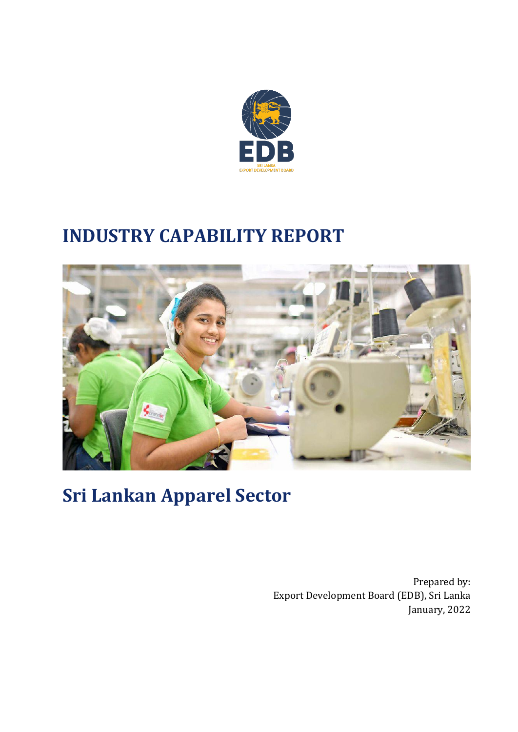# INDUSTRY CAPABILITY REPORT

# Sri Lankan Apparel Sector

Prepared by:
Export Development Board (EDB), Sri Lanka
January, 2022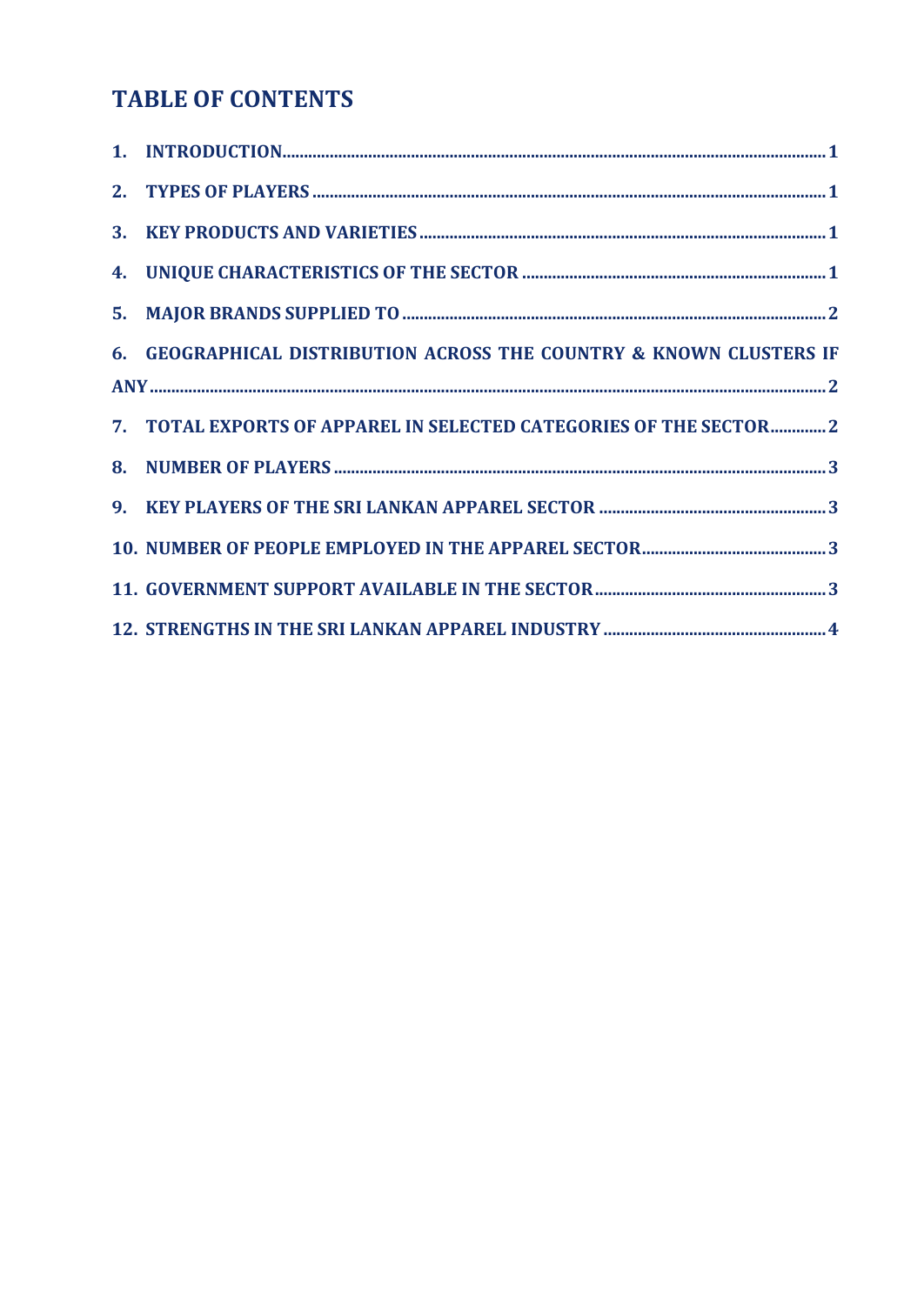# TABLE OF CONTENTS

1. INTRODUCTION .......... 1
2. TYPES OF PLAYERS .......... 1
3. KEY PRODUCTS AND VARIETIES .......... 1
4. UNIQUE CHARACTERISTICS OF THE SECTOR .......... 1
5. MAJOR BRANDS SUPPLIED TO .......... 2
6. GEOGRAPHICAL DISTRIBUTION ACROSS THE COUNTRY & KNOWN CLUSTERS IF ANY .......... 2
7. TOTAL EXPORTS OF APPAREL IN SELECTED CATEGORIES OF THE SECTOR .......... 2
8. NUMBER OF PLAYERS .......... 3
9. KEY PLAYERS OF THE SRI LANKAN APPAREL SECTOR .......... 3
10. NUMBER OF PEOPLE EMPLOYED IN THE APPAREL SECTOR .......... 3
11. GOVERNMENT SUPPORT AVAILABLE IN THE SECTOR .......... 3
12. STRENGTHS IN THE SRI LANKAN APPAREL INDUSTRY .......... 4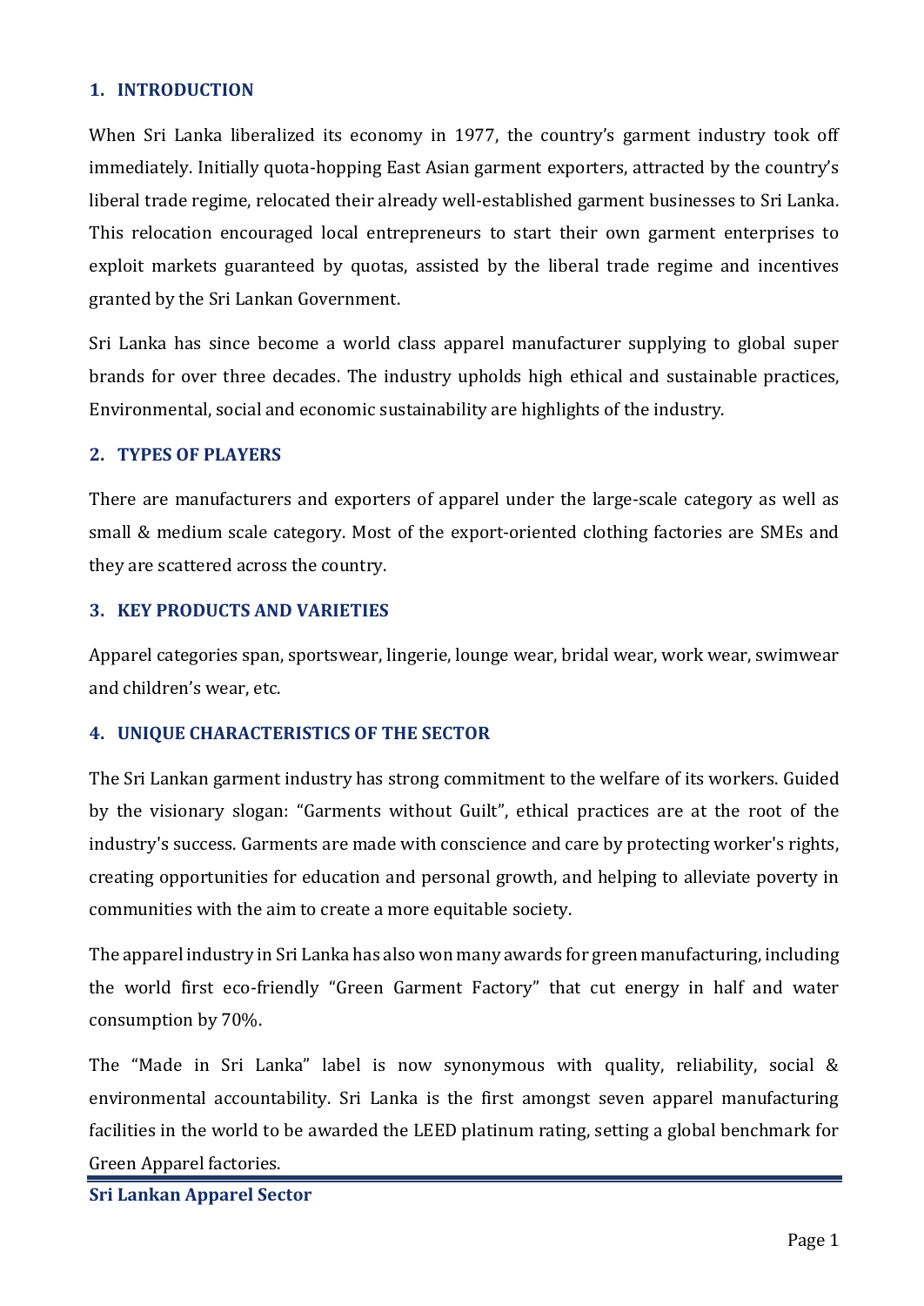## 1. INTRODUCTION

When Sri Lanka liberalized its economy in 1977, the country's garment industry took off immediately. Initially quota-hopping East Asian garment exporters, attracted by the country's liberal trade regime, relocated their already well-established garment businesses to Sri Lanka. This relocation encouraged local entrepreneurs to start their own garment enterprises to exploit markets guaranteed by quotas, assisted by the liberal trade regime and incentives granted by the Sri Lankan Government.

Sri Lanka has since become a world class apparel manufacturer supplying to global super brands for over three decades. The industry upholds high ethical and sustainable practices, Environmental, social and economic sustainability are highlights of the industry.

## 2. TYPES OF PLAYERS

There are manufacturers and exporters of apparel under the large-scale category as well as small & medium scale category. Most of the export-oriented clothing factories are SMEs and they are scattered across the country.

## 3. KEY PRODUCTS AND VARIETIES

Apparel categories span, sportswear, lingerie, lounge wear, bridal wear, work wear, swimwear and children's wear, etc.

## 4. UNIQUE CHARACTERISTICS OF THE SECTOR

The Sri Lankan garment industry has strong commitment to the welfare of its workers. Guided by the visionary slogan: "Garments without Guilt", ethical practices are at the root of the industry's success. Garments are made with conscience and care by protecting worker's rights, creating opportunities for education and personal growth, and helping to alleviate poverty in communities with the aim to create a more equitable society.

The apparel industry in Sri Lanka has also won many awards for green manufacturing, including the world first eco-friendly "Green Garment Factory" that cut energy in half and water consumption by 70%.

The "Made in Sri Lanka" label is now synonymous with quality, reliability, social & environmental accountability. Sri Lanka is the first amongst seven apparel manufacturing facilities in the world to be awarded the LEED platinum rating, setting a global benchmark for Green Apparel factories.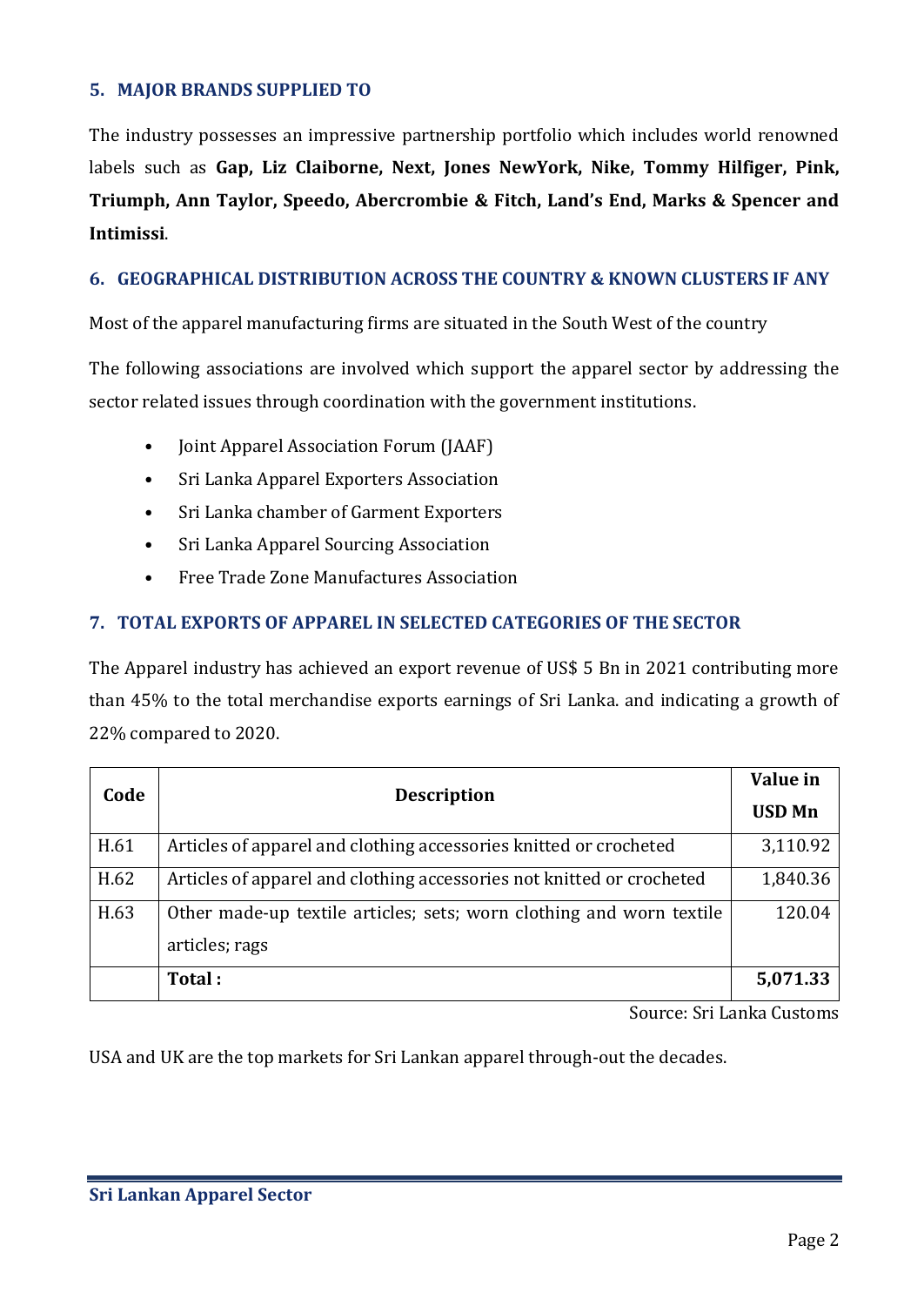## 5. MAJOR BRANDS SUPPLIED TO

The industry possesses an impressive partnership portfolio which includes world renowned labels such as **Gap, Liz Claiborne, Next, Jones NewYork, Nike, Tommy Hilfiger, Pink, Triumph, Ann Taylor, Speedo, Abercrombie & Fitch, Land's End, Marks & Spencer and Intimissi**.

## 6. GEOGRAPHICAL DISTRIBUTION ACROSS THE COUNTRY & KNOWN CLUSTERS IF ANY

Most of the apparel manufacturing firms are situated in the South West of the country

The following associations are involved which support the apparel sector by addressing the sector related issues through coordination with the government institutions.

- Joint Apparel Association Forum (JAAF)
- Sri Lanka Apparel Exporters Association
- Sri Lanka chamber of Garment Exporters
- Sri Lanka Apparel Sourcing Association
- Free Trade Zone Manufactures Association

## 7. TOTAL EXPORTS OF APPAREL IN SELECTED CATEGORIES OF THE SECTOR

The Apparel industry has achieved an export revenue of US$ 5 Bn in 2021 contributing more than 45% to the total merchandise exports earnings of Sri Lanka. and indicating a growth of 22% compared to 2020.

| Code | Description | Value in USD Mn |
|---|---|---|
| H.61 | Articles of apparel and clothing accessories knitted or crocheted | 3,110.92 |
| H.62 | Articles of apparel and clothing accessories not knitted or crocheted | 1,840.36 |
| H.63 | Other made-up textile articles; sets; worn clothing and worn textile articles; rags | 120.04 |
| | **Total :** | **5,071.33** |

Source: Sri Lanka Customs

USA and UK are the top markets for Sri Lankan apparel through-out the decades.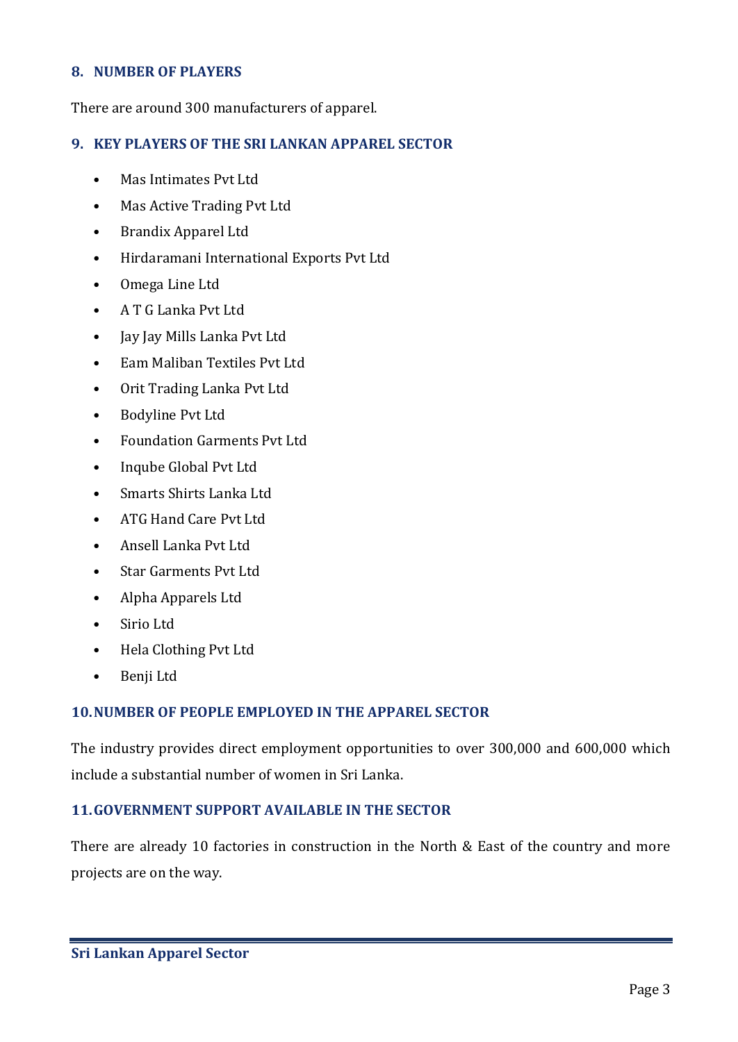## 8. NUMBER OF PLAYERS

There are around 300 manufacturers of apparel.

## 9. KEY PLAYERS OF THE SRI LANKAN APPAREL SECTOR

- Mas Intimates Pvt Ltd
- Mas Active Trading Pvt Ltd
- Brandix Apparel Ltd
- Hirdaramani International Exports Pvt Ltd
- Omega Line Ltd
- A T G Lanka Pvt Ltd
- Jay Jay Mills Lanka Pvt Ltd
- Eam Maliban Textiles Pvt Ltd
- Orit Trading Lanka Pvt Ltd
- Bodyline Pvt Ltd
- Foundation Garments Pvt Ltd
- Inqube Global Pvt Ltd
- Smarts Shirts Lanka Ltd
- ATG Hand Care Pvt Ltd
- Ansell Lanka Pvt Ltd
- Star Garments Pvt Ltd
- Alpha Apparels Ltd
- Sirio Ltd
- Hela Clothing Pvt Ltd
- Benji Ltd

## 10. NUMBER OF PEOPLE EMPLOYED IN THE APPAREL SECTOR

The industry provides direct employment opportunities to over 300,000 and 600,000 which include a substantial number of women in Sri Lanka.

## 11. GOVERNMENT SUPPORT AVAILABLE IN THE SECTOR

There are already 10 factories in construction in the North & East of the country and more projects are on the way.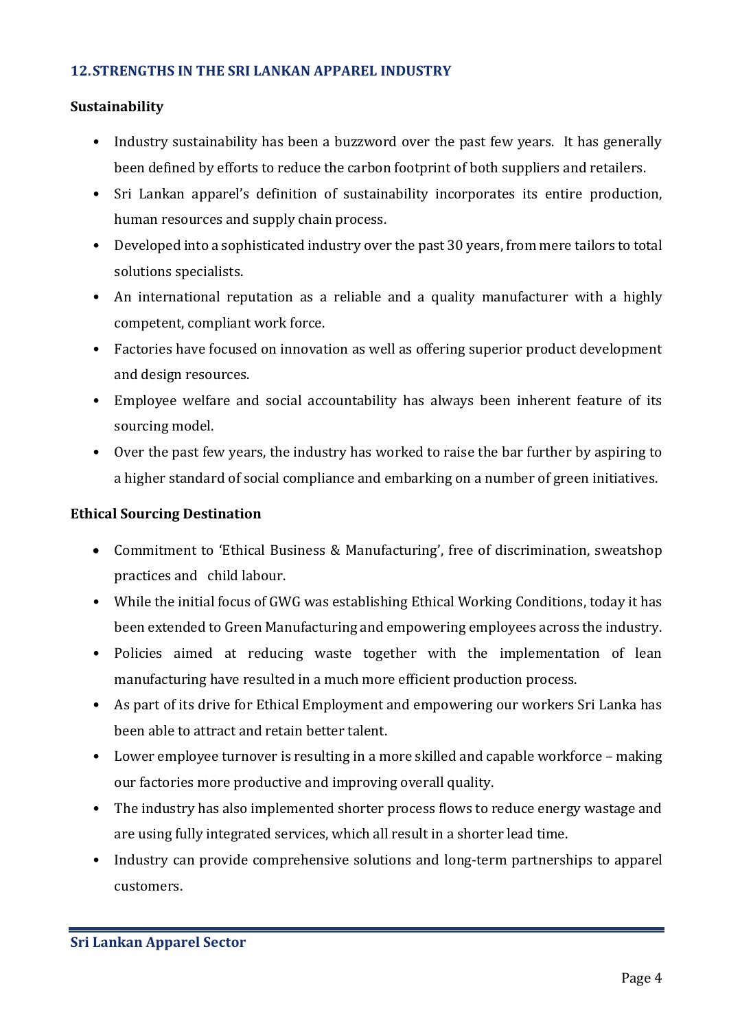## 12. STRENGTHS IN THE SRI LANKAN APPAREL INDUSTRY

### Sustainability

- Industry sustainability has been a buzzword over the past few years. It has generally been defined by efforts to reduce the carbon footprint of both suppliers and retailers.
- Sri Lankan apparel's definition of sustainability incorporates its entire production, human resources and supply chain process.
- Developed into a sophisticated industry over the past 30 years, from mere tailors to total solutions specialists.
- An international reputation as a reliable and a quality manufacturer with a highly competent, compliant work force.
- Factories have focused on innovation as well as offering superior product development and design resources.
- Employee welfare and social accountability has always been inherent feature of its sourcing model.
- Over the past few years, the industry has worked to raise the bar further by aspiring to a higher standard of social compliance and embarking on a number of green initiatives.

### Ethical Sourcing Destination

- Commitment to 'Ethical Business & Manufacturing', free of discrimination, sweatshop practices and child labour.
- While the initial focus of GWG was establishing Ethical Working Conditions, today it has been extended to Green Manufacturing and empowering employees across the industry.
- Policies aimed at reducing waste together with the implementation of lean manufacturing have resulted in a much more efficient production process.
- As part of its drive for Ethical Employment and empowering our workers Sri Lanka has been able to attract and retain better talent.
- Lower employee turnover is resulting in a more skilled and capable workforce – making our factories more productive and improving overall quality.
- The industry has also implemented shorter process flows to reduce energy wastage and are using fully integrated services, which all result in a shorter lead time.
- Industry can provide comprehensive solutions and long-term partnerships to apparel customers.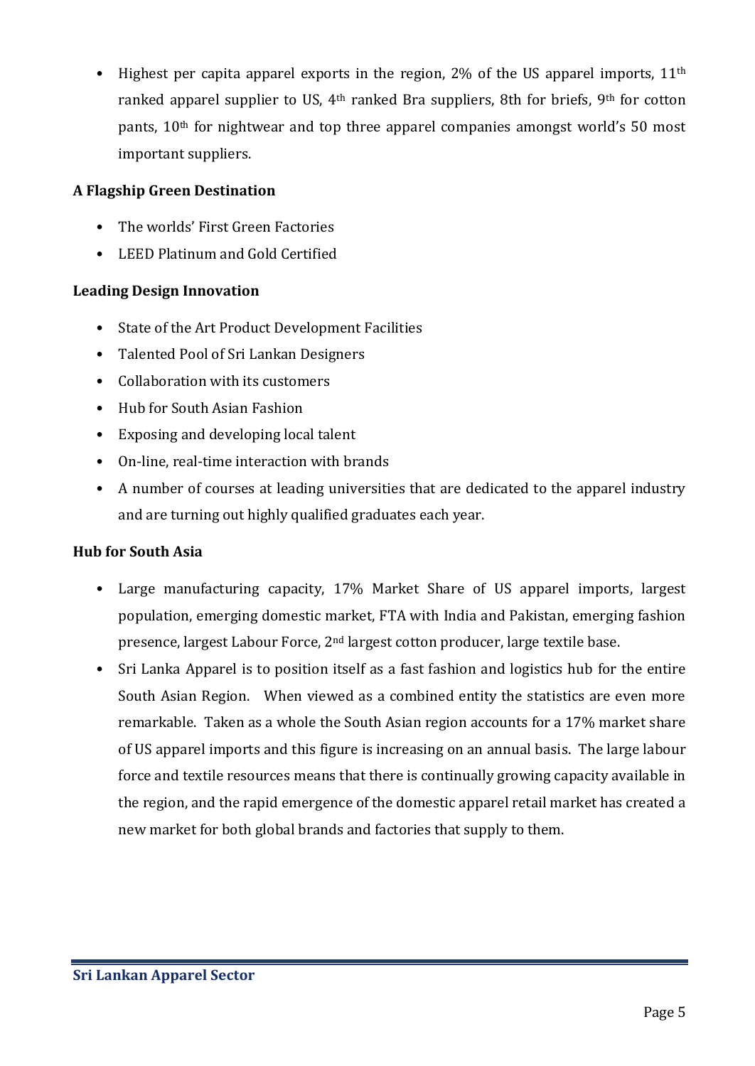- Highest per capita apparel exports in the region, 2% of the US apparel imports, 11th ranked apparel supplier to US, 4th ranked Bra suppliers, 8th for briefs, 9th for cotton pants, 10th for nightwear and top three apparel companies amongst world's 50 most important suppliers.

**A Flagship Green Destination**

- The worlds' First Green Factories
- LEED Platinum and Gold Certified

**Leading Design Innovation**

- State of the Art Product Development Facilities
- Talented Pool of Sri Lankan Designers
- Collaboration with its customers
- Hub for South Asian Fashion
- Exposing and developing local talent
- On-line, real-time interaction with brands
- A number of courses at leading universities that are dedicated to the apparel industry and are turning out highly qualified graduates each year.

**Hub for South Asia**

- Large manufacturing capacity, 17% Market Share of US apparel imports, largest population, emerging domestic market, FTA with India and Pakistan, emerging fashion presence, largest Labour Force, 2nd largest cotton producer, large textile base.
- Sri Lanka Apparel is to position itself as a fast fashion and logistics hub for the entire South Asian Region. When viewed as a combined entity the statistics are even more remarkable. Taken as a whole the South Asian region accounts for a 17% market share of US apparel imports and this figure is increasing on an annual basis. The large labour force and textile resources means that there is continually growing capacity available in the region, and the rapid emergence of the domestic apparel retail market has created a new market for both global brands and factories that supply to them.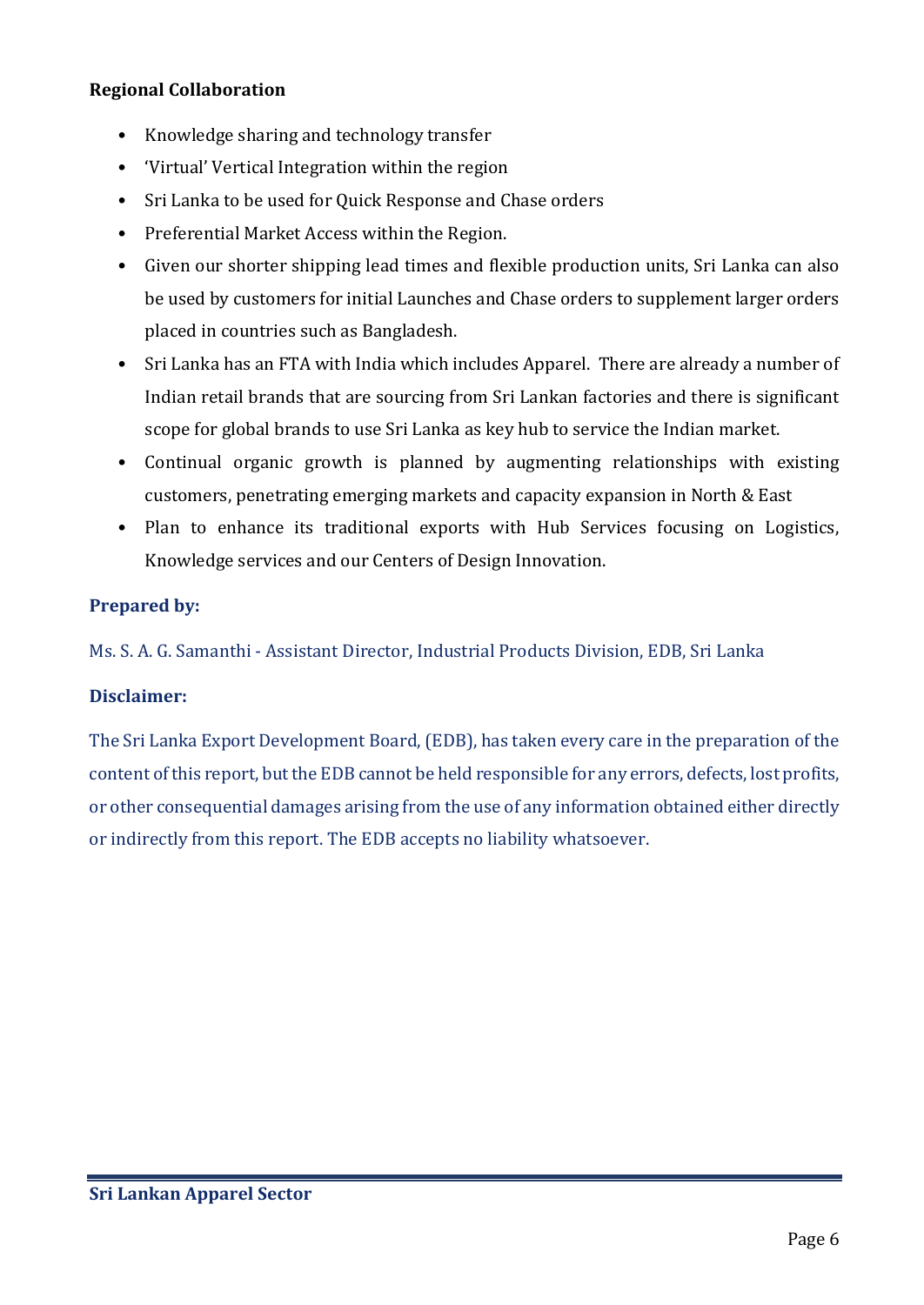**Regional Collaboration**

- Knowledge sharing and technology transfer
- 'Virtual' Vertical Integration within the region
- Sri Lanka to be used for Quick Response and Chase orders
- Preferential Market Access within the Region.
- Given our shorter shipping lead times and flexible production units, Sri Lanka can also be used by customers for initial Launches and Chase orders to supplement larger orders placed in countries such as Bangladesh.
- Sri Lanka has an FTA with India which includes Apparel. There are already a number of Indian retail brands that are sourcing from Sri Lankan factories and there is significant scope for global brands to use Sri Lanka as key hub to service the Indian market.
- Continual organic growth is planned by augmenting relationships with existing customers, penetrating emerging markets and capacity expansion in North & East
- Plan to enhance its traditional exports with Hub Services focusing on Logistics, Knowledge services and our Centers of Design Innovation.

**Prepared by:**

Ms. S. A. G. Samanthi - Assistant Director, Industrial Products Division, EDB, Sri Lanka

**Disclaimer:**

The Sri Lanka Export Development Board, (EDB), has taken every care in the preparation of the content of this report, but the EDB cannot be held responsible for any errors, defects, lost profits, or other consequential damages arising from the use of any information obtained either directly or indirectly from this report. The EDB accepts no liability whatsoever.